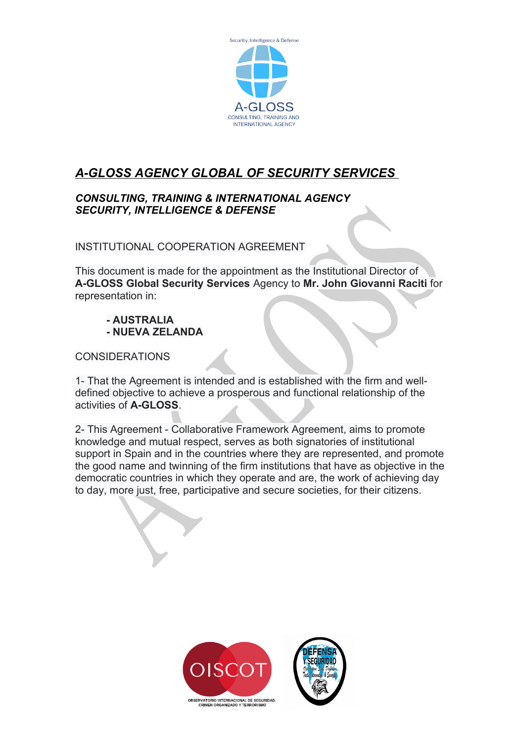Security, Intelligence & Defense

A-GLOSS

CONSULTING, TRAINING AND INTERNATIONAL AGENCY

# ***A-GLOSS AGENCY GLOBAL OF SECURITY SERVICES***

***CONSULTING, TRAINING & INTERNATIONAL AGENCY***
***SECURITY, INTELLIGENCE & DEFENSE***

INSTITUTIONAL COOPERATION AGREEMENT

This document is made for the appointment as the Institutional Director of **A-GLOSS Global Security Services** Agency to **Mr. John Giovanni Raciti** for representation in:

- **AUSTRALIA**
- **NUEVA ZELANDA**

CONSIDERATIONS

1- That the Agreement is intended and is established with the firm and well-defined objective to achieve a prosperous and functional relationship of the activities of **A-GLOSS**.

2- This Agreement - Collaborative Framework Agreement, aims to promote knowledge and mutual respect, serves as both signatories of institutional support in Spain and in the countries where they are represented, and promote the good name and twinning of the firm institutions that have as objective in the democratic countries in which they operate and are, the work of achieving day to day, more just, free, participative and secure societies, for their citizens.

OISCOT
OBSERVATORIO INTERNACIONAL DE SEGURIDAD, CRIMEN ORGANIZADO Y TERRORISMO

DEFENSA Y SEGURIDAD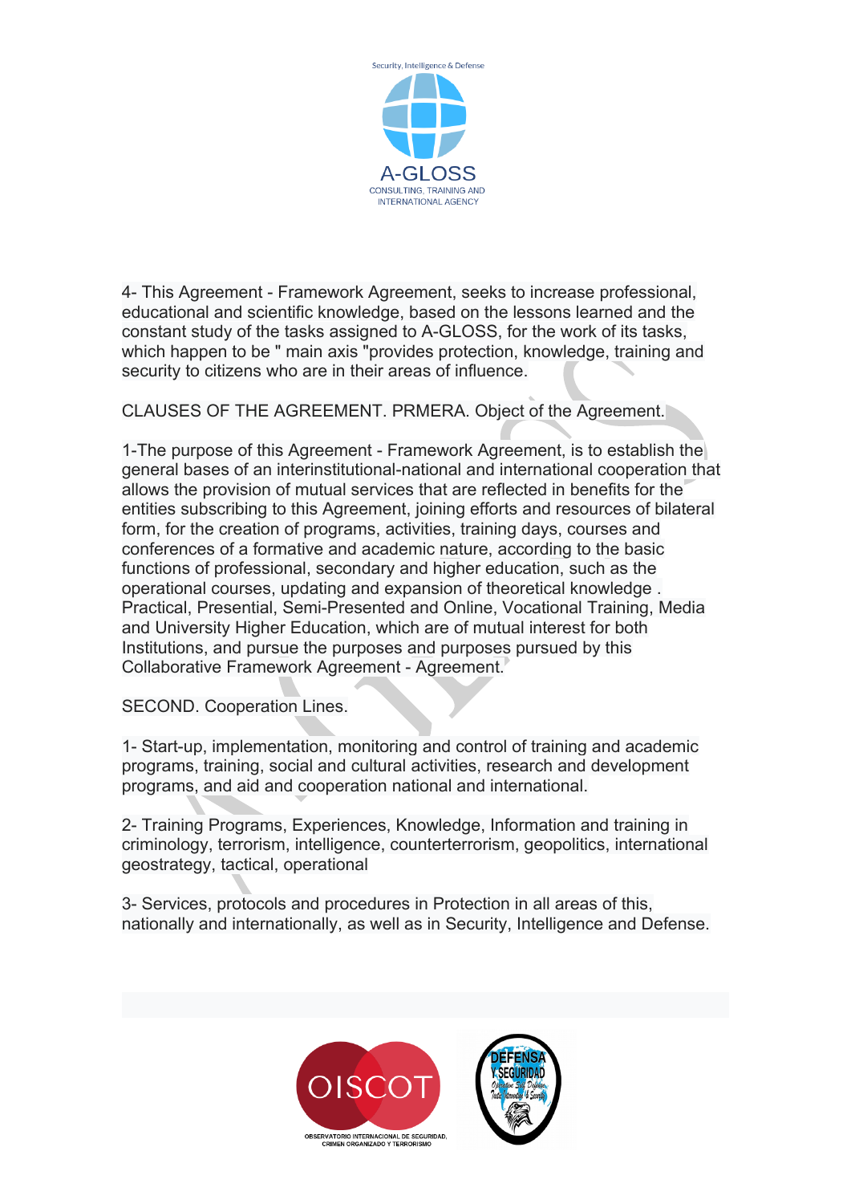4- This Agreement - Framework Agreement, seeks to increase professional, educational and scientific knowledge, based on the lessons learned and the constant study of the tasks assigned to A-GLOSS, for the work of its tasks, which happen to be " main axis "provides protection, knowledge, training and security to citizens who are in their areas of influence.

CLAUSES OF THE AGREEMENT. PRMERA. Object of the Agreement.

1-The purpose of this Agreement - Framework Agreement, is to establish the general bases of an interinstitutional-national and international cooperation that allows the provision of mutual services that are reflected in benefits for the entities subscribing to this Agreement, joining efforts and resources of bilateral form, for the creation of programs, activities, training days, courses and conferences of a formative and academic nature, according to the basic functions of professional, secondary and higher education, such as the operational courses, updating and expansion of theoretical knowledge . Practical, Presential, Semi-Presented and Online, Vocational Training, Media and University Higher Education, which are of mutual interest for both Institutions, and pursue the purposes and purposes pursued by this Collaborative Framework Agreement - Agreement.

SECOND. Cooperation Lines.

1- Start-up, implementation, monitoring and control of training and academic programs, training, social and cultural activities, research and development programs, and aid and cooperation national and international.

2- Training Programs, Experiences, Knowledge, Information and training in criminology, terrorism, intelligence, counterterrorism, geopolitics, international geostrategy, tactical, operational

3- Services, protocols and procedures in Protection in all areas of this, nationally and internationally, as well as in Security, Intelligence and Defense.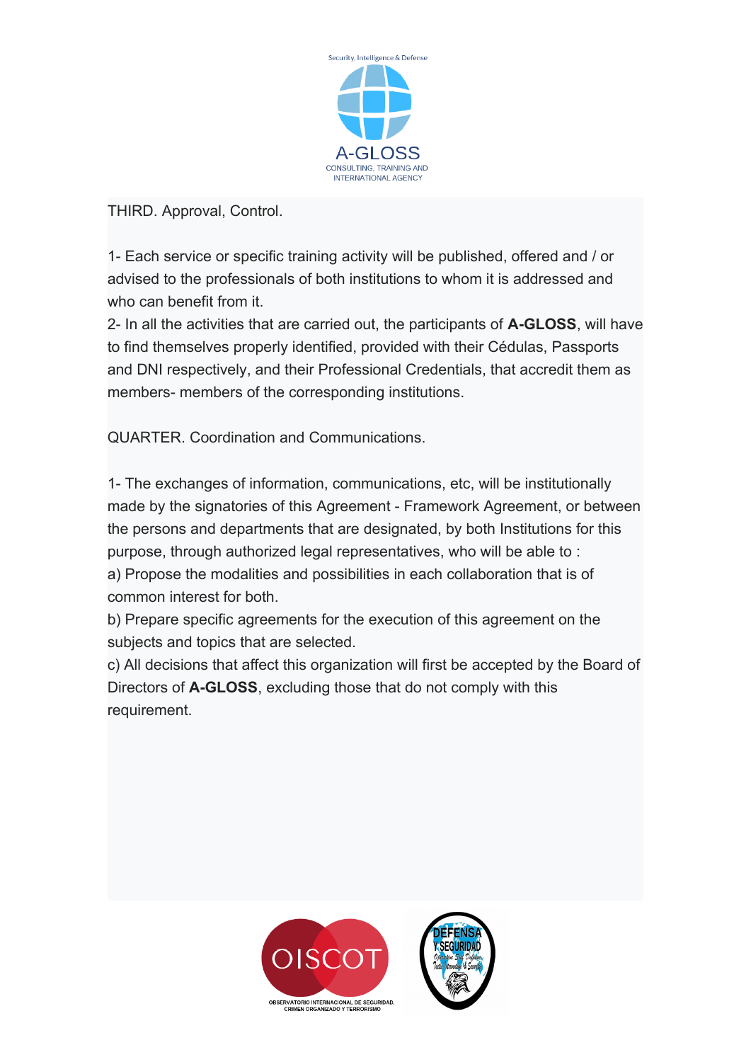THIRD. Approval, Control.

1- Each service or specific training activity will be published, offered and / or advised to the professionals of both institutions to whom it is addressed and who can benefit from it.

2- In all the activities that are carried out, the participants of **A-GLOSS**, will have to find themselves properly identified, provided with their Cédulas, Passports and DNI respectively, and their Professional Credentials, that accredit them as members- members of the corresponding institutions.

QUARTER. Coordination and Communications.

1- The exchanges of information, communications, etc, will be institutionally made by the signatories of this Agreement - Framework Agreement, or between the persons and departments that are designated, by both Institutions for this purpose, through authorized legal representatives, who will be able to :

a) Propose the modalities and possibilities in each collaboration that is of common interest for both.

b) Prepare specific agreements for the execution of this agreement on the subjects and topics that are selected.

c) All decisions that affect this organization will first be accepted by the Board of Directors of **A-GLOSS**, excluding those that do not comply with this requirement.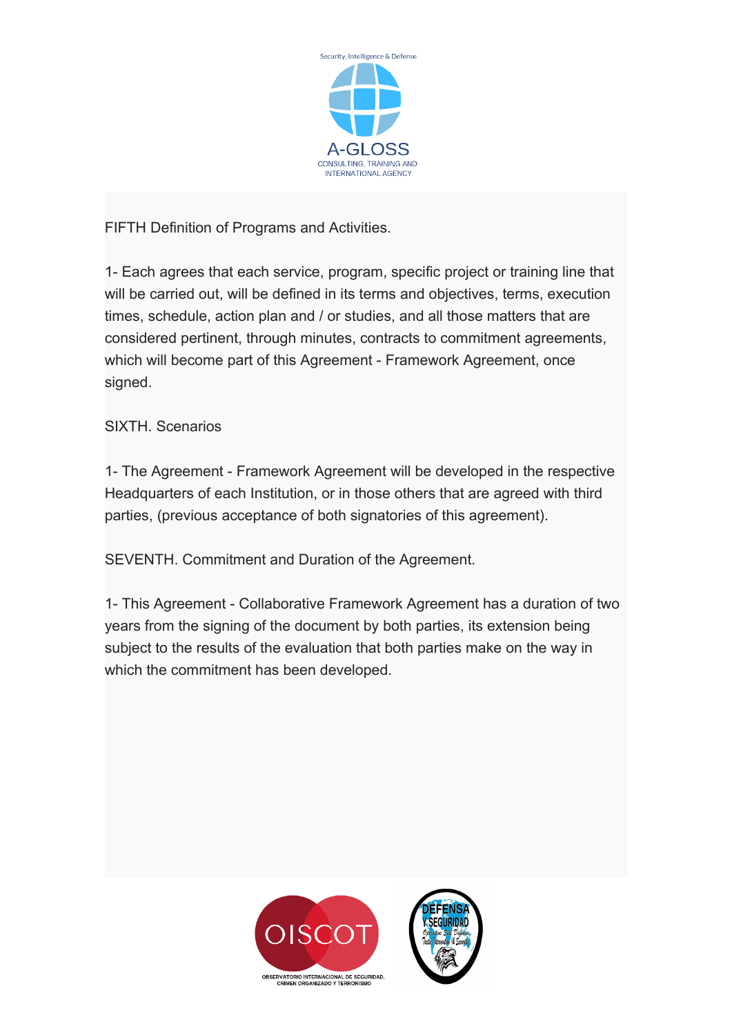FIFTH Definition of Programs and Activities.

1- Each agrees that each service, program, specific project or training line that will be carried out, will be defined in its terms and objectives, terms, execution times, schedule, action plan and / or studies, and all those matters that are considered pertinent, through minutes, contracts to commitment agreements, which will become part of this Agreement - Framework Agreement, once signed.

SIXTH. Scenarios

1- The Agreement - Framework Agreement will be developed in the respective Headquarters of each Institution, or in those others that are agreed with third parties, (previous acceptance of both signatories of this agreement).

SEVENTH. Commitment and Duration of the Agreement.

1- This Agreement - Collaborative Framework Agreement has a duration of two years from the signing of the document by both parties, its extension being subject to the results of the evaluation that both parties make on the way in which the commitment has been developed.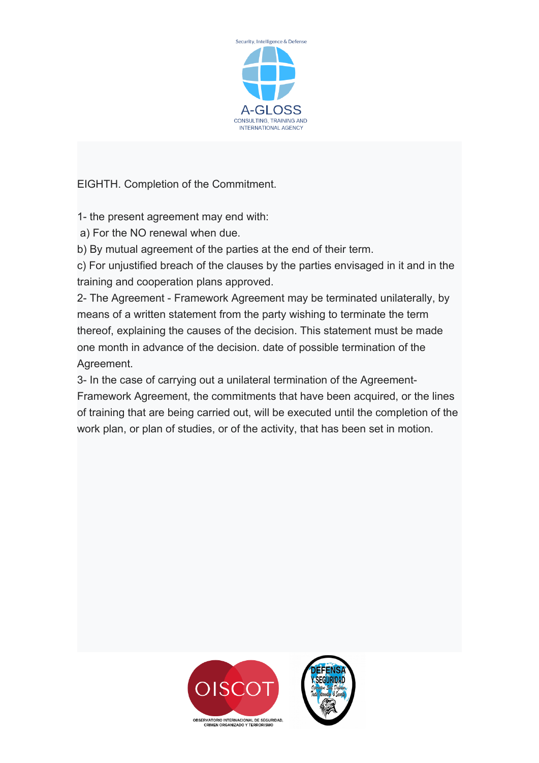EIGHTH. Completion of the Commitment.

1- the present agreement may end with:

a) For the NO renewal when due.

b) By mutual agreement of the parties at the end of their term.

c) For unjustified breach of the clauses by the parties envisaged in it and in the training and cooperation plans approved.

2- The Agreement - Framework Agreement may be terminated unilaterally, by means of a written statement from the party wishing to terminate the term thereof, explaining the causes of the decision. This statement must be made one month in advance of the decision. date of possible termination of the Agreement.

3- In the case of carrying out a unilateral termination of the Agreement-Framework Agreement, the commitments that have been acquired, or the lines of training that are being carried out, will be executed until the completion of the work plan, or plan of studies, or of the activity, that has been set in motion.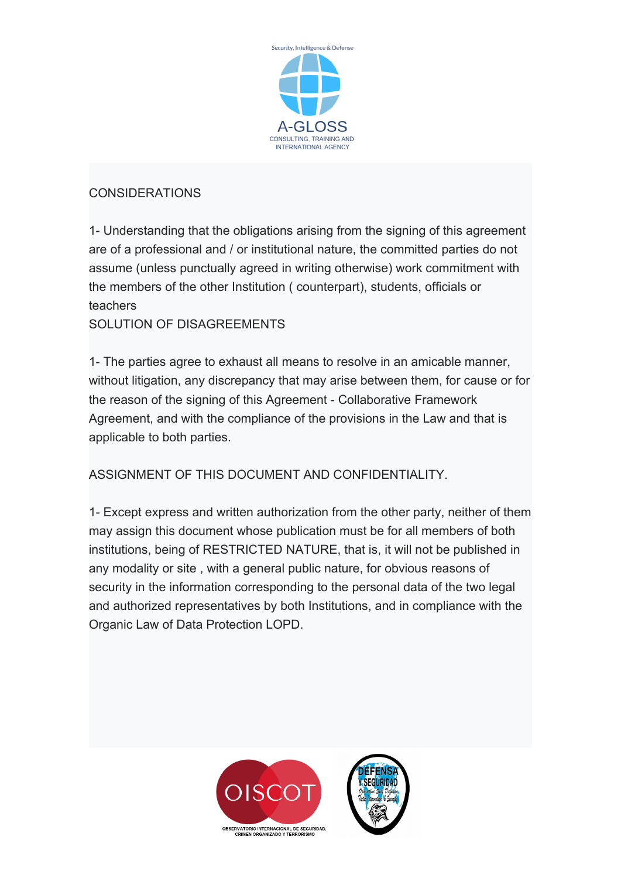CONSIDERATIONS

1- Understanding that the obligations arising from the signing of this agreement are of a professional and / or institutional nature, the committed parties do not assume (unless punctually agreed in writing otherwise) work commitment with the members of the other Institution ( counterpart), students, officials or teachers

SOLUTION OF DISAGREEMENTS

1- The parties agree to exhaust all means to resolve in an amicable manner, without litigation, any discrepancy that may arise between them, for cause or for the reason of the signing of this Agreement - Collaborative Framework Agreement, and with the compliance of the provisions in the Law and that is applicable to both parties.

ASSIGNMENT OF THIS DOCUMENT AND CONFIDENTIALITY.

1- Except express and written authorization from the other party, neither of them may assign this document whose publication must be for all members of both institutions, being of RESTRICTED NATURE, that is, it will not be published in any modality or site , with a general public nature, for obvious reasons of security in the information corresponding to the personal data of the two legal and authorized representatives by both Institutions, and in compliance with the Organic Law of Data Protection LOPD.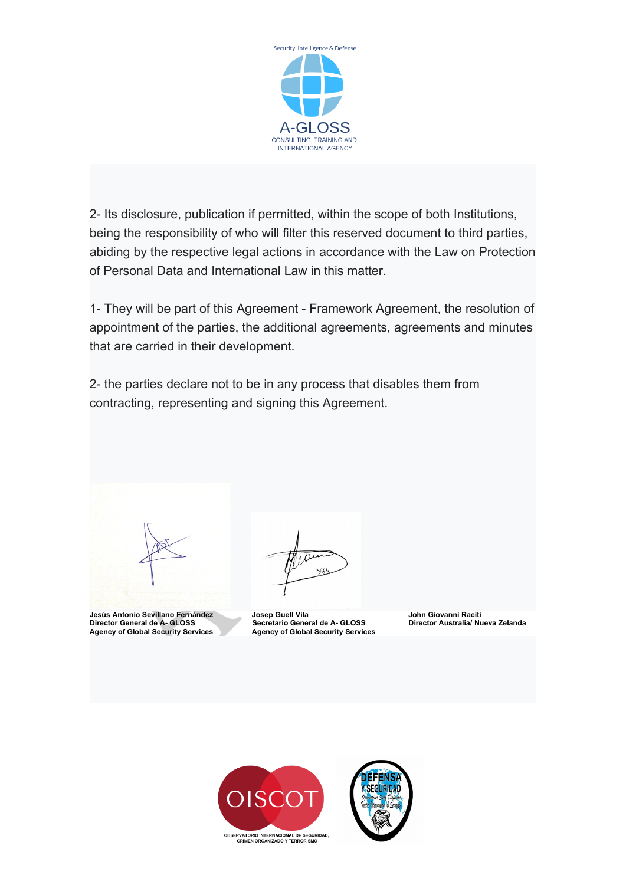Security, Intelligence & Defense

A-GLOSS
CONSULTING, TRAINING AND INTERNATIONAL AGENCY

2- Its disclosure, publication if permitted, within the scope of both Institutions, being the responsibility of who will filter this reserved document to third parties, abiding by the respective legal actions in accordance with the Law on Protection of Personal Data and International Law in this matter.

1- They will be part of this Agreement - Framework Agreement, the resolution of appointment of the parties, the additional agreements, agreements and minutes that are carried in their development.

2- the parties declare not to be in any process that disables them from contracting, representing and signing this Agreement.

| | | |
|---|---|---|
| **Jesús Antonio Sevillano Fernández**<br>**Director General de A- GLOSS**<br>**Agency of Global Security Services** | **Josep Guell Vila**<br>**Secretario General de A- GLOSS**<br>**Agency of Global Security Services** | **John Giovanni Raciti**<br>**Director Australia/ Nueva Zelanda** |

OISCOT
OBSERVATORIO INTERNACIONAL DE SEGURIDAD, CRIMEN ORGANIZADO Y TERRORISMO

DEFENSA Y SEGURIDAD